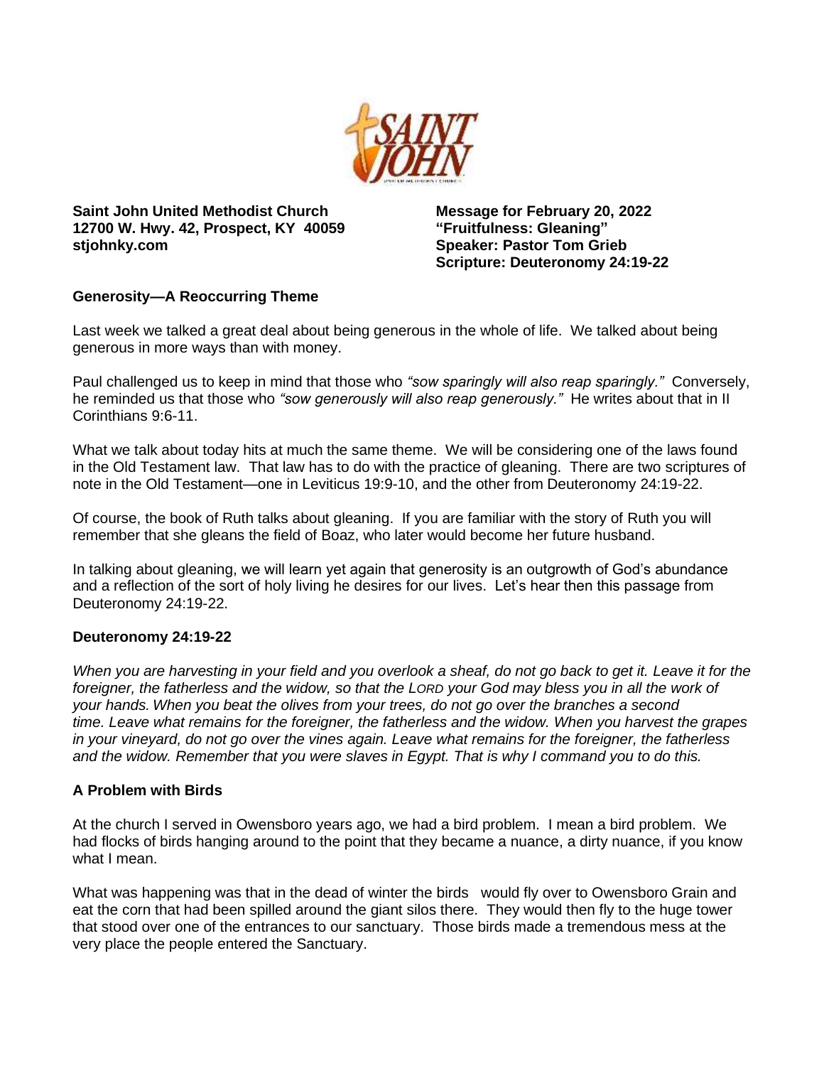**Saint John United Methodist Church**
**12700 W. Hwy. 42, Prospect, KY 40059**
**stjohnky.com**

**Message for February 20, 2022**
**"Fruitfulness: Gleaning"**
**Speaker: Pastor Tom Grieb**
**Scripture: Deuteronomy 24:19-22**

## Generosity—A Reoccurring Theme

Last week we talked a great deal about being generous in the whole of life. We talked about being generous in more ways than with money.

Paul challenged us to keep in mind that those who *"sow sparingly will also reap sparingly."* Conversely, he reminded us that those who *"sow generously will also reap generously."* He writes about that in II Corinthians 9:6-11.

What we talk about today hits at much the same theme. We will be considering one of the laws found in the Old Testament law. That law has to do with the practice of gleaning. There are two scriptures of note in the Old Testament—one in Leviticus 19:9-10, and the other from Deuteronomy 24:19-22.

Of course, the book of Ruth talks about gleaning. If you are familiar with the story of Ruth you will remember that she gleans the field of Boaz, who later would become her future husband.

In talking about gleaning, we will learn yet again that generosity is an outgrowth of God's abundance and a reflection of the sort of holy living he desires for our lives. Let's hear then this passage from Deuteronomy 24:19-22.

## Deuteronomy 24:19-22

*When you are harvesting in your field and you overlook a sheaf, do not go back to get it. Leave it for the foreigner, the fatherless and the widow, so that the LORD your God may bless you in all the work of your hands. When you beat the olives from your trees, do not go over the branches a second time. Leave what remains for the foreigner, the fatherless and the widow. When you harvest the grapes in your vineyard, do not go over the vines again. Leave what remains for the foreigner, the fatherless and the widow. Remember that you were slaves in Egypt. That is why I command you to do this.*

## A Problem with Birds

At the church I served in Owensboro years ago, we had a bird problem. I mean a bird problem. We had flocks of birds hanging around to the point that they became a nuance, a dirty nuance, if you know what I mean.

What was happening was that in the dead of winter the birds would fly over to Owensboro Grain and eat the corn that had been spilled around the giant silos there. They would then fly to the huge tower that stood over one of the entrances to our sanctuary. Those birds made a tremendous mess at the very place the people entered the Sanctuary.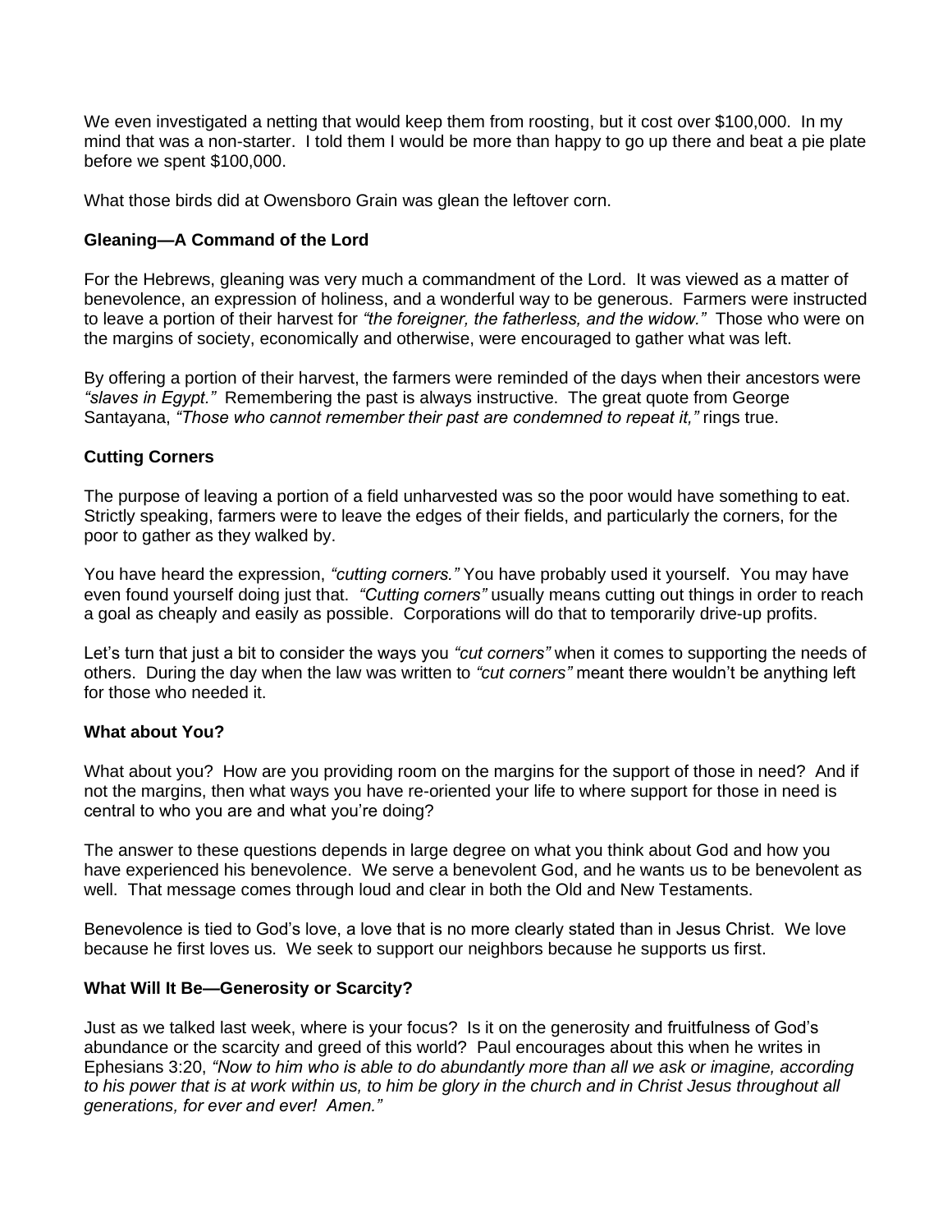We even investigated a netting that would keep them from roosting, but it cost over $100,000. In my mind that was a non-starter. I told them I would be more than happy to go up there and beat a pie plate before we spent $100,000.

What those birds did at Owensboro Grain was glean the leftover corn.

### Gleaning—A Command of the Lord

For the Hebrews, gleaning was very much a commandment of the Lord. It was viewed as a matter of benevolence, an expression of holiness, and a wonderful way to be generous. Farmers were instructed to leave a portion of their harvest for *"the foreigner, the fatherless, and the widow."* Those who were on the margins of society, economically and otherwise, were encouraged to gather what was left.

By offering a portion of their harvest, the farmers were reminded of the days when their ancestors were *"slaves in Egypt."* Remembering the past is always instructive. The great quote from George Santayana, *"Those who cannot remember their past are condemned to repeat it,"* rings true.

### Cutting Corners

The purpose of leaving a portion of a field unharvested was so the poor would have something to eat. Strictly speaking, farmers were to leave the edges of their fields, and particularly the corners, for the poor to gather as they walked by.

You have heard the expression, *"cutting corners."* You have probably used it yourself. You may have even found yourself doing just that. *"Cutting corners"* usually means cutting out things in order to reach a goal as cheaply and easily as possible. Corporations will do that to temporarily drive-up profits.

Let's turn that just a bit to consider the ways you *"cut corners"* when it comes to supporting the needs of others. During the day when the law was written to *"cut corners"* meant there wouldn't be anything left for those who needed it.

### What about You?

What about you? How are you providing room on the margins for the support of those in need? And if not the margins, then what ways you have re-oriented your life to where support for those in need is central to who you are and what you're doing?

The answer to these questions depends in large degree on what you think about God and how you have experienced his benevolence. We serve a benevolent God, and he wants us to be benevolent as well. That message comes through loud and clear in both the Old and New Testaments.

Benevolence is tied to God's love, a love that is no more clearly stated than in Jesus Christ. We love because he first loves us. We seek to support our neighbors because he supports us first.

### What Will It Be—Generosity or Scarcity?

Just as we talked last week, where is your focus? Is it on the generosity and fruitfulness of God's abundance or the scarcity and greed of this world? Paul encourages about this when he writes in Ephesians 3:20, *"Now to him who is able to do abundantly more than all we ask or imagine, according to his power that is at work within us, to him be glory in the church and in Christ Jesus throughout all generations, for ever and ever! Amen."*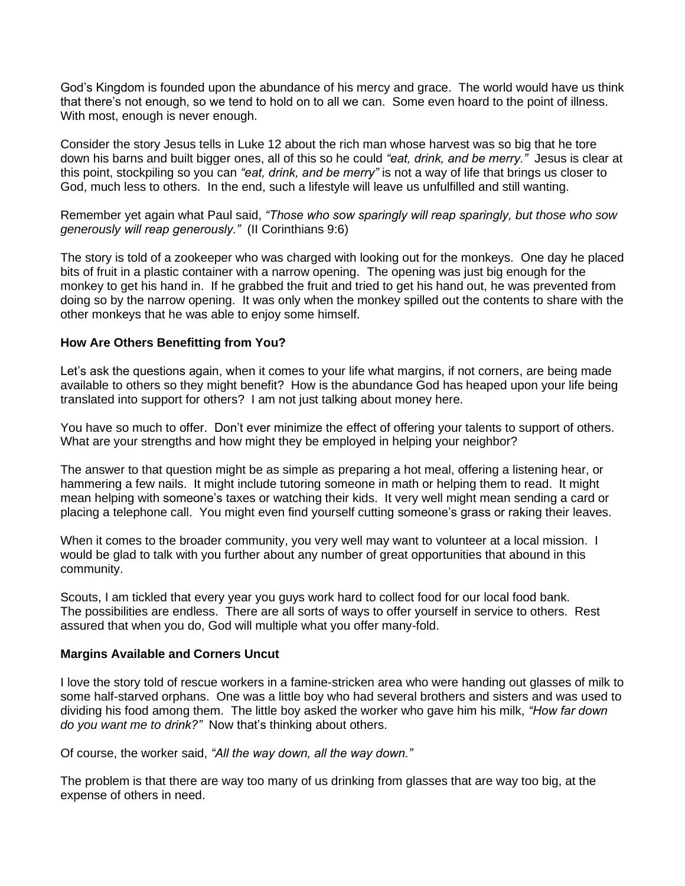God's Kingdom is founded upon the abundance of his mercy and grace. The world would have us think that there's not enough, so we tend to hold on to all we can. Some even hoard to the point of illness. With most, enough is never enough.

Consider the story Jesus tells in Luke 12 about the rich man whose harvest was so big that he tore down his barns and built bigger ones, all of this so he could *"eat, drink, and be merry."* Jesus is clear at this point, stockpiling so you can *"eat, drink, and be merry"* is not a way of life that brings us closer to God, much less to others. In the end, such a lifestyle will leave us unfulfilled and still wanting.

Remember yet again what Paul said, *"Those who sow sparingly will reap sparingly, but those who sow generously will reap generously."* (II Corinthians 9:6)

The story is told of a zookeeper who was charged with looking out for the monkeys. One day he placed bits of fruit in a plastic container with a narrow opening. The opening was just big enough for the monkey to get his hand in. If he grabbed the fruit and tried to get his hand out, he was prevented from doing so by the narrow opening. It was only when the monkey spilled out the contents to share with the other monkeys that he was able to enjoy some himself.

**How Are Others Benefitting from You?**

Let's ask the questions again, when it comes to your life what margins, if not corners, are being made available to others so they might benefit? How is the abundance God has heaped upon your life being translated into support for others? I am not just talking about money here.

You have so much to offer. Don't ever minimize the effect of offering your talents to support of others. What are your strengths and how might they be employed in helping your neighbor?

The answer to that question might be as simple as preparing a hot meal, offering a listening hear, or hammering a few nails. It might include tutoring someone in math or helping them to read. It might mean helping with someone's taxes or watching their kids. It very well might mean sending a card or placing a telephone call. You might even find yourself cutting someone's grass or raking their leaves.

When it comes to the broader community, you very well may want to volunteer at a local mission. I would be glad to talk with you further about any number of great opportunities that abound in this community.

Scouts, I am tickled that every year you guys work hard to collect food for our local food bank. The possibilities are endless. There are all sorts of ways to offer yourself in service to others. Rest assured that when you do, God will multiple what you offer many-fold.

**Margins Available and Corners Uncut**

I love the story told of rescue workers in a famine-stricken area who were handing out glasses of milk to some half-starved orphans. One was a little boy who had several brothers and sisters and was used to dividing his food among them. The little boy asked the worker who gave him his milk, *"How far down do you want me to drink?"* Now that's thinking about others.

Of course, the worker said, *"All the way down, all the way down."*

The problem is that there are way too many of us drinking from glasses that are way too big, at the expense of others in need.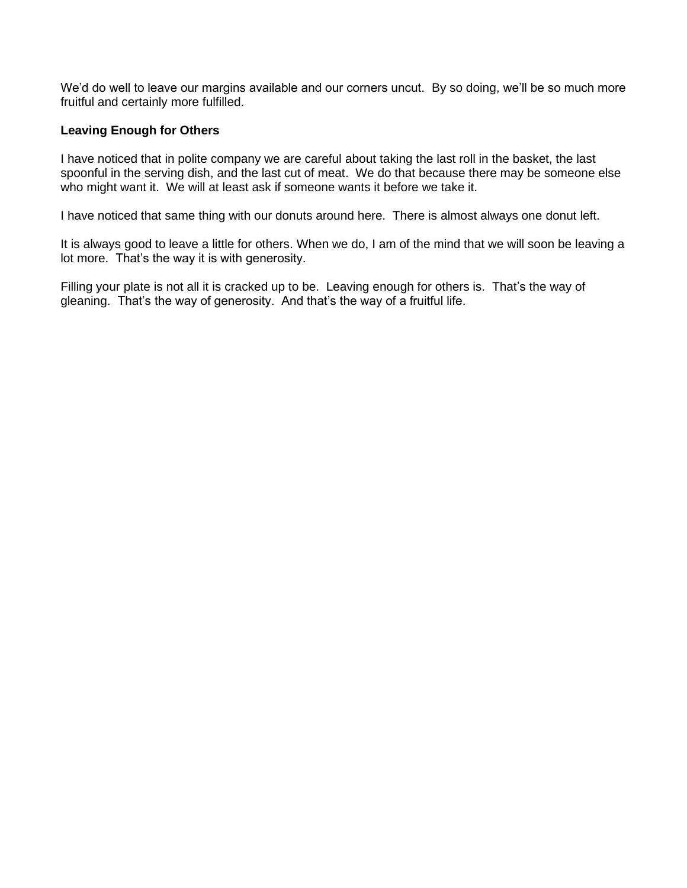We'd do well to leave our margins available and our corners uncut. By so doing, we'll be so much more fruitful and certainly more fulfilled.

**Leaving Enough for Others**

I have noticed that in polite company we are careful about taking the last roll in the basket, the last spoonful in the serving dish, and the last cut of meat. We do that because there may be someone else who might want it. We will at least ask if someone wants it before we take it.

I have noticed that same thing with our donuts around here. There is almost always one donut left.

It is always good to leave a little for others. When we do, I am of the mind that we will soon be leaving a lot more. That's the way it is with generosity.

Filling your plate is not all it is cracked up to be. Leaving enough for others is. That's the way of gleaning. That's the way of generosity. And that's the way of a fruitful life.